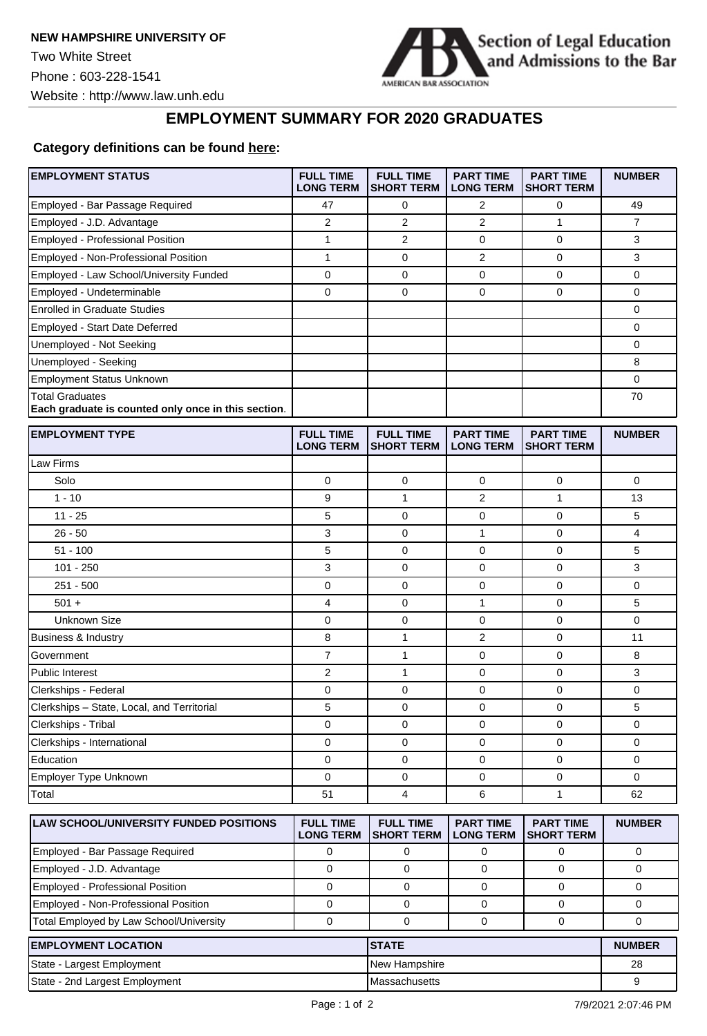**NEW HAMPSHIRE UNIVERSITY OF**

Two White Street

Phone : 603-228-1541

Website : http://www.law.unh.edu

Section of Legal Education and Admissions to the Bar

AMERICAN BAR ASSOCIATION

# EMPLOYMENT SUMMARY FOR 2020 GRADUATES

**Category definitions can be found here:**

| EMPLOYMENT STATUS | FULL TIME LONG TERM | FULL TIME SHORT TERM | PART TIME LONG TERM | PART TIME SHORT TERM | NUMBER |
|---|---|---|---|---|---|
| Employed - Bar Passage Required | 47 | 0 | 2 | 0 | 49 |
| Employed - J.D. Advantage | 2 | 2 | 2 | 1 | 7 |
| Employed - Professional Position | 1 | 2 | 0 | 0 | 3 |
| Employed - Non-Professional Position | 1 | 0 | 2 | 0 | 3 |
| Employed - Law School/University Funded | 0 | 0 | 0 | 0 | 0 |
| Employed - Undeterminable | 0 | 0 | 0 | 0 | 0 |
| Enrolled in Graduate Studies | | | | | 0 |
| Employed - Start Date Deferred | | | | | 0 |
| Unemployed - Not Seeking | | | | | 0 |
| Unemployed - Seeking | | | | | 8 |
| Employment Status Unknown | | | | | 0 |
| Total Graduates **Each graduate is counted only once in this section.** | | | | | 70 |

| EMPLOYMENT TYPE | FULL TIME LONG TERM | FULL TIME SHORT TERM | PART TIME LONG TERM | PART TIME SHORT TERM | NUMBER |
|---|---|---|---|---|---|
| Law Firms | | | | | |
| Solo | 0 | 0 | 0 | 0 | 0 |
| 1 - 10 | 9 | 1 | 2 | 1 | 13 |
| 11 - 25 | 5 | 0 | 0 | 0 | 5 |
| 26 - 50 | 3 | 0 | 1 | 0 | 4 |
| 51 - 100 | 5 | 0 | 0 | 0 | 5 |
| 101 - 250 | 3 | 0 | 0 | 0 | 3 |
| 251 - 500 | 0 | 0 | 0 | 0 | 0 |
| 501 + | 4 | 0 | 1 | 0 | 5 |
| Unknown Size | 0 | 0 | 0 | 0 | 0 |
| Business & Industry | 8 | 1 | 2 | 0 | 11 |
| Government | 7 | 1 | 0 | 0 | 8 |
| Public Interest | 2 | 1 | 0 | 0 | 3 |
| Clerkships - Federal | 0 | 0 | 0 | 0 | 0 |
| Clerkships – State, Local, and Territorial | 5 | 0 | 0 | 0 | 5 |
| Clerkships - Tribal | 0 | 0 | 0 | 0 | 0 |
| Clerkships - International | 0 | 0 | 0 | 0 | 0 |
| Education | 0 | 0 | 0 | 0 | 0 |
| Employer Type Unknown | 0 | 0 | 0 | 0 | 0 |
| Total | 51 | 4 | 6 | 1 | 62 |

| LAW SCHOOL/UNIVERSITY FUNDED POSITIONS | FULL TIME LONG TERM | FULL TIME SHORT TERM | PART TIME LONG TERM | PART TIME SHORT TERM | NUMBER |
|---|---|---|---|---|---|
| Employed - Bar Passage Required | 0 | 0 | 0 | 0 | 0 |
| Employed - J.D. Advantage | 0 | 0 | 0 | 0 | 0 |
| Employed - Professional Position | 0 | 0 | 0 | 0 | 0 |
| Employed - Non-Professional Position | 0 | 0 | 0 | 0 | 0 |
| Total Employed by Law School/University | 0 | 0 | 0 | 0 | 0 |

| EMPLOYMENT LOCATION | STATE | NUMBER |
|---|---|---|
| State - Largest Employment | New Hampshire | 28 |
| State - 2nd Largest Employment | Massachusetts | 9 |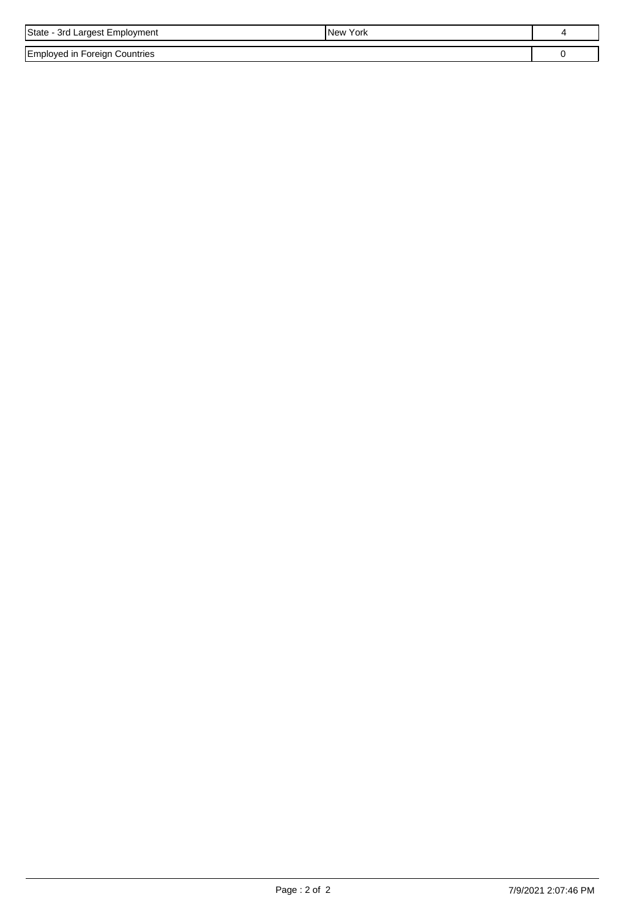| | | |
|---|---|---|
| State - 3rd Largest Employment | New York | 4 |
| Employed in Foreign Countries | | 0 |